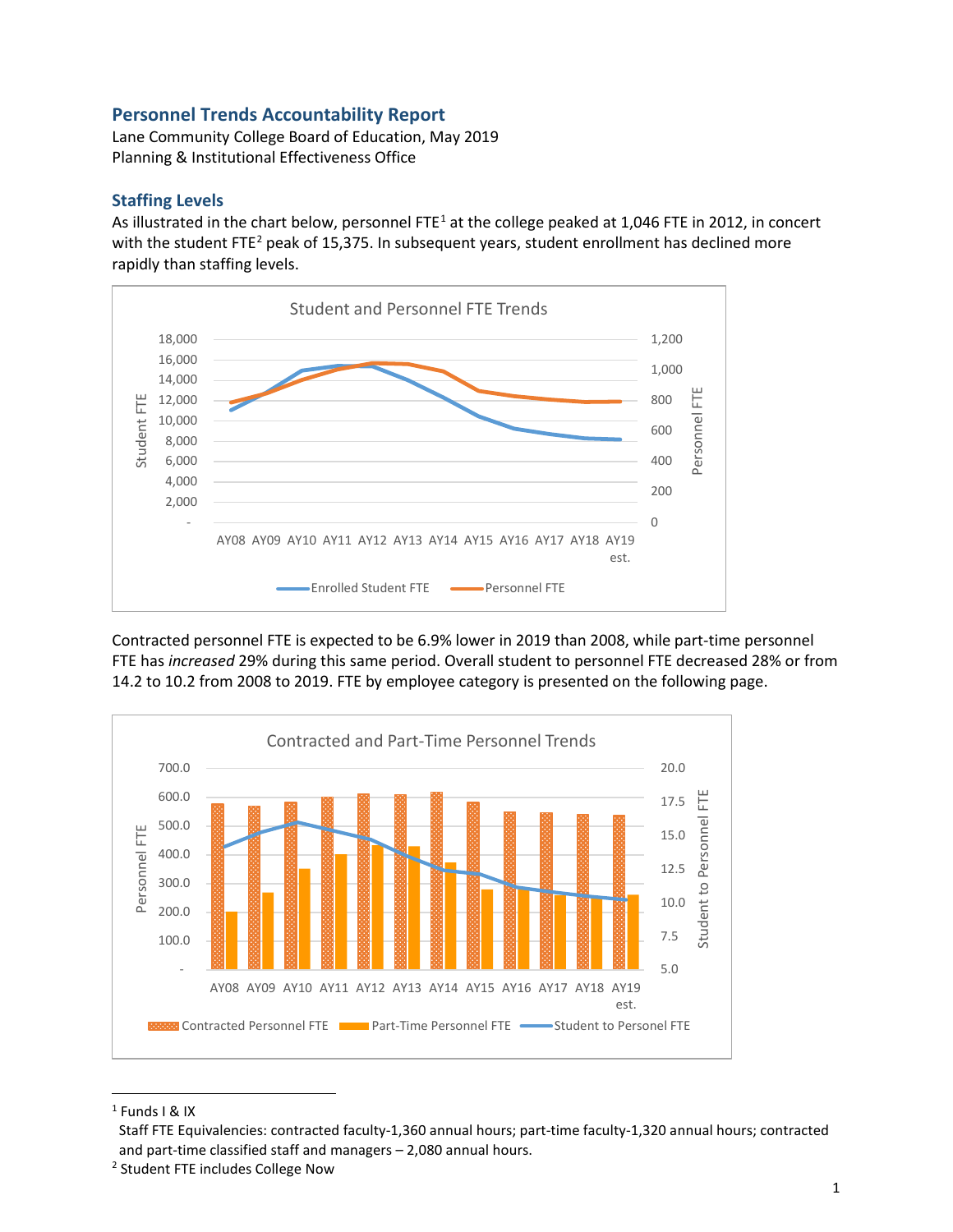## Personnel Trends Accountability Report

Lane Community College Board of Education, May 2019
Planning & Institutional Effectiveness Office

### Staffing Levels

As illustrated in the chart below, personnel FTE[1] at the college peaked at 1,046 FTE in 2012, in concert with the student FTE[2] peak of 15,375. In subsequent years, student enrollment has declined more rapidly than staffing levels.

Student and Personnel FTE Trends

Contracted personnel FTE is expected to be 6.9% lower in 2019 than 2008, while part-time personnel FTE has *increased* 29% during this same period. Overall student to personnel FTE decreased 28% or from 14.2 to 10.2 from 2008 to 2019. FTE by employee category is presented on the following page.

Contracted and Part-Time Personnel Trends

---

[1] Funds I & IX
Staff FTE Equivalencies: contracted faculty-1,360 annual hours; part-time faculty-1,320 annual hours; contracted and part-time classified staff and managers – 2,080 annual hours.

[2] Student FTE includes College Now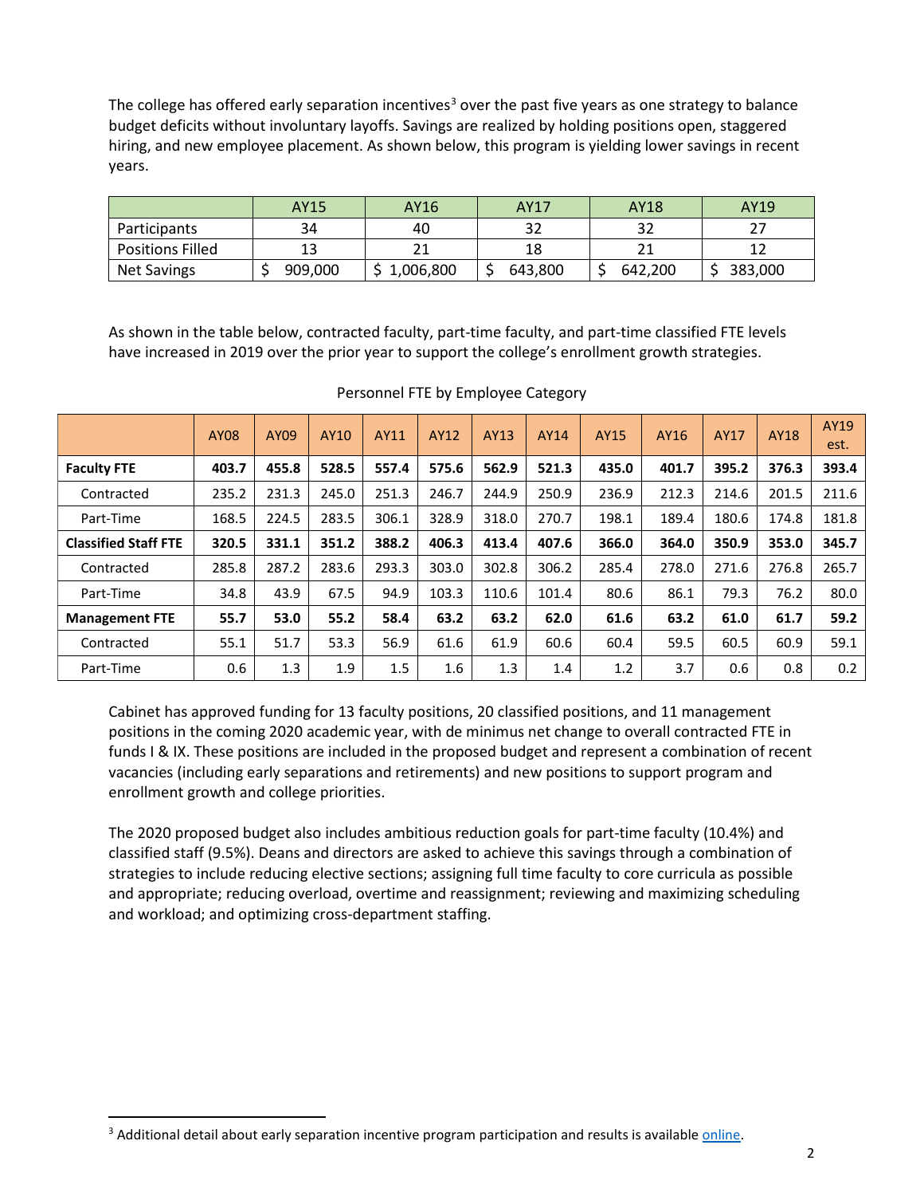The college has offered early separation incentives[3] over the past five years as one strategy to balance budget deficits without involuntary layoffs. Savings are realized by holding positions open, staggered hiring, and new employee placement. As shown below, this program is yielding lower savings in recent years.

| | AY15 | AY16 | AY17 | AY18 | AY19 |
|---|---|---|---|---|---|
| Participants | 34 | 40 | 32 | 32 | 27 |
| Positions Filled | 13 | 21 | 18 | 21 | 12 |
| Net Savings | $ 909,000 | $ 1,006,800 | $ 643,800 | $ 642,200 | $ 383,000 |

As shown in the table below, contracted faculty, part-time faculty, and part-time classified FTE levels have increased in 2019 over the prior year to support the college's enrollment growth strategies.

Personnel FTE by Employee Category

| | AY08 | AY09 | AY10 | AY11 | AY12 | AY13 | AY14 | AY15 | AY16 | AY17 | AY18 | AY19 est. |
|---|---|---|---|---|---|---|---|---|---|---|---|---|
| **Faculty FTE** | **403.7** | **455.8** | **528.5** | **557.4** | **575.6** | **562.9** | **521.3** | **435.0** | **401.7** | **395.2** | **376.3** | **393.4** |
| Contracted | 235.2 | 231.3 | 245.0 | 251.3 | 246.7 | 244.9 | 250.9 | 236.9 | 212.3 | 214.6 | 201.5 | 211.6 |
| Part-Time | 168.5 | 224.5 | 283.5 | 306.1 | 328.9 | 318.0 | 270.7 | 198.1 | 189.4 | 180.6 | 174.8 | 181.8 |
| **Classified Staff FTE** | **320.5** | **331.1** | **351.2** | **388.2** | **406.3** | **413.4** | **407.6** | **366.0** | **364.0** | **350.9** | **353.0** | **345.7** |
| Contracted | 285.8 | 287.2 | 283.6 | 293.3 | 303.0 | 302.8 | 306.2 | 285.4 | 278.0 | 271.6 | 276.8 | 265.7 |
| Part-Time | 34.8 | 43.9 | 67.5 | 94.9 | 103.3 | 110.6 | 101.4 | 80.6 | 86.1 | 79.3 | 76.2 | 80.0 |
| **Management FTE** | **55.7** | **53.0** | **55.2** | **58.4** | **63.2** | **63.2** | **62.0** | **61.6** | **63.2** | **61.0** | **61.7** | **59.2** |
| Contracted | 55.1 | 51.7 | 53.3 | 56.9 | 61.6 | 61.9 | 60.6 | 60.4 | 59.5 | 60.5 | 60.9 | 59.1 |
| Part-Time | 0.6 | 1.3 | 1.9 | 1.5 | 1.6 | 1.3 | 1.4 | 1.2 | 3.7 | 0.6 | 0.8 | 0.2 |

Cabinet has approved funding for 13 faculty positions, 20 classified positions, and 11 management positions in the coming 2020 academic year, with de minimus net change to overall contracted FTE in funds I & IX. These positions are included in the proposed budget and represent a combination of recent vacancies (including early separations and retirements) and new positions to support program and enrollment growth and college priorities.

The 2020 proposed budget also includes ambitious reduction goals for part-time faculty (10.4%) and classified staff (9.5%). Deans and directors are asked to achieve this savings through a combination of strategies to include reducing elective sections; assigning full time faculty to core curricula as possible and appropriate; reducing overload, overtime and reassignment; reviewing and maximizing scheduling and workload; and optimizing cross-department staffing.

[3] Additional detail about early separation incentive program participation and results is available online.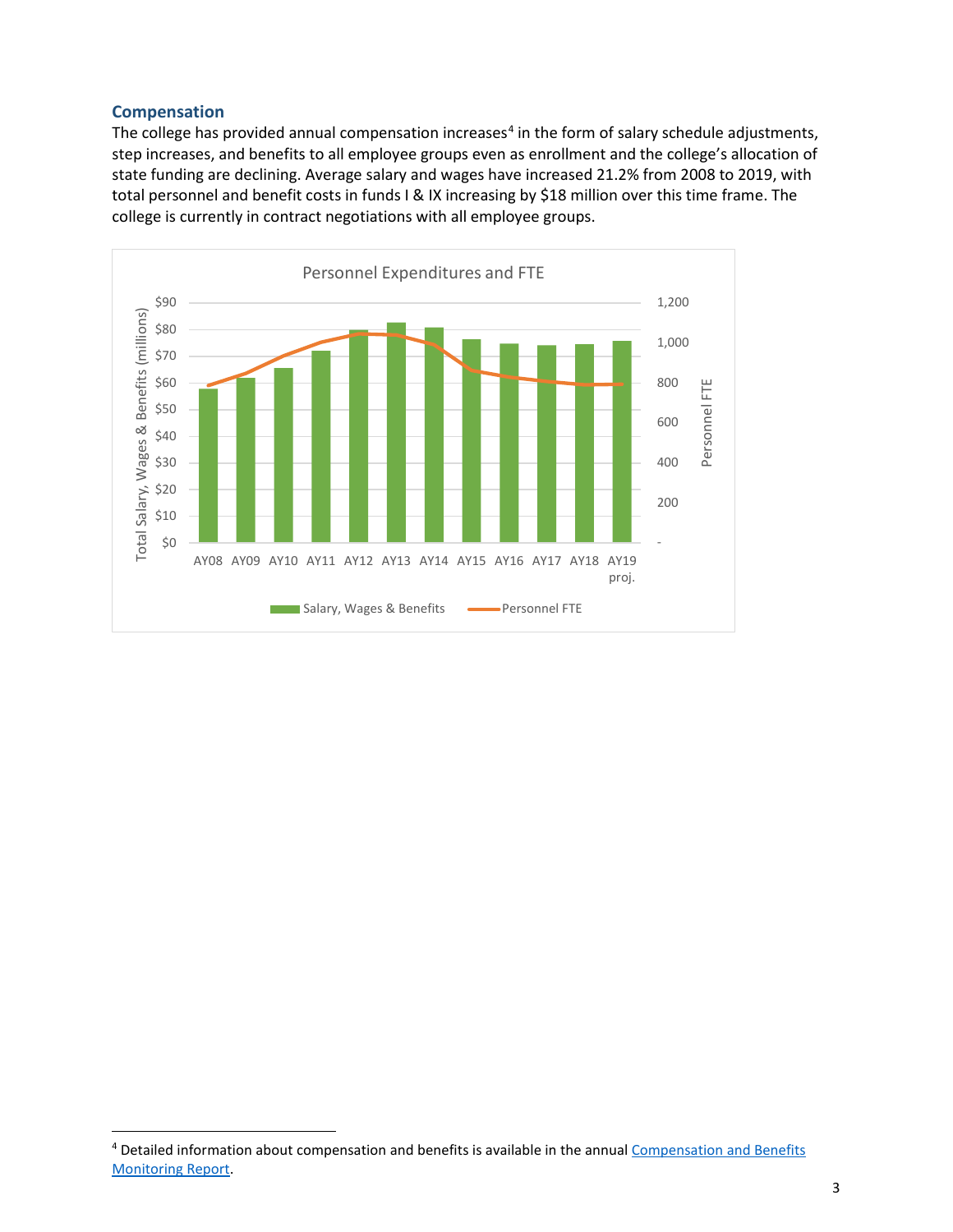## Compensation

The college has provided annual compensation increases[4] in the form of salary schedule adjustments, step increases, and benefits to all employee groups even as enrollment and the college's allocation of state funding are declining. Average salary and wages have increased 21.2% from 2008 to 2019, with total personnel and benefit costs in funds I & IX increasing by $18 million over this time frame. The college is currently in contract negotiations with all employee groups.

Personnel Expenditures and FTE

Total Salary, Wages & Benefits (millions)

$90
$80
$70
$60
$50
$40
$30
$20
$10
$0

Personnel FTE

1,200
1,000
800
600
400
200
-

AY08 AY09 AY10 AY11 AY12 AY13 AY14 AY15 AY16 AY17 AY18 AY19 proj.

Salary, Wages & Benefits
Personnel FTE

[4] Detailed information about compensation and benefits is available in the annual [Compensation and Benefits Monitoring Report](Compensation and Benefits Monitoring Report).